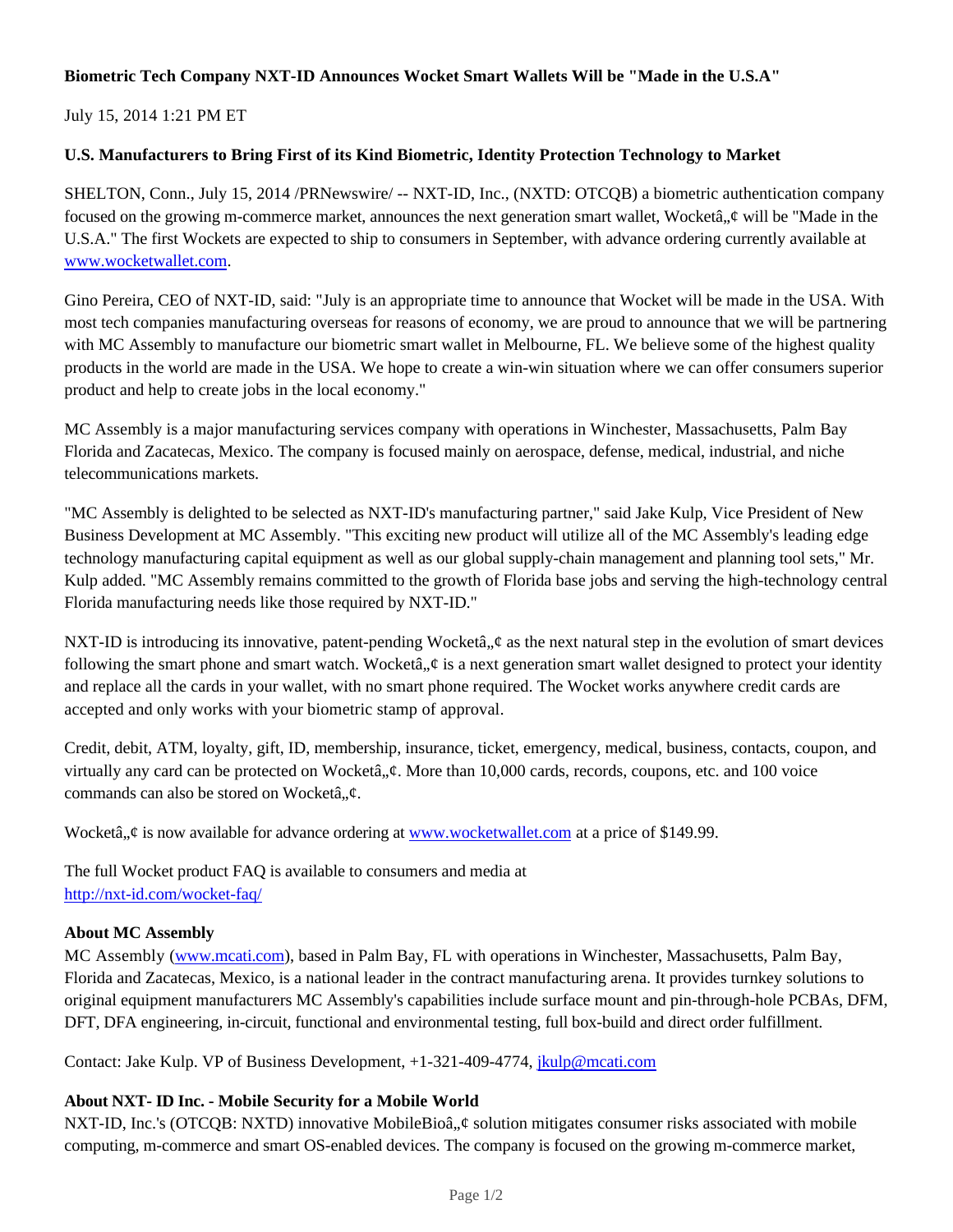**Biometric Tech Company NXT-ID Announces Wocket Smart Wallets Will be "Made in the U.S.A"**

July 15, 2014 1:21 PM ET

**U.S. Manufacturers to Bring First of its Kind Biometric, Identity Protection Technology to Market**

SHELTON, Conn., July 15, 2014 /PRNewswire/ -- NXT-ID, Inc., (NXTD: OTCQB) a biometric authentication company focused on the growing m-commerce market, announces the next generation smart wallet, Wocketâ„¢ will be "Made in the U.S.A." The first Wockets are expected to ship to consumers in September, with advance ordering currently available at www.wocketwallet.com.

Gino Pereira, CEO of NXT-ID, said: "July is an appropriate time to announce that Wocket will be made in the USA. With most tech companies manufacturing overseas for reasons of economy, we are proud to announce that we will be partnering with MC Assembly to manufacture our biometric smart wallet in Melbourne, FL. We believe some of the highest quality products in the world are made in the USA. We hope to create a win-win situation where we can offer consumers superior product and help to create jobs in the local economy."

MC Assembly is a major manufacturing services company with operations in Winchester, Massachusetts, Palm Bay Florida and Zacatecas, Mexico. The company is focused mainly on aerospace, defense, medical, industrial, and niche telecommunications markets.

"MC Assembly is delighted to be selected as NXT-ID's manufacturing partner," said Jake Kulp, Vice President of New Business Development at MC Assembly. "This exciting new product will utilize all of the MC Assembly's leading edge technology manufacturing capital equipment as well as our global supply-chain management and planning tool sets," Mr. Kulp added. "MC Assembly remains committed to the growth of Florida base jobs and serving the high-technology central Florida manufacturing needs like those required by NXT-ID."

NXT-ID is introducing its innovative, patent-pending Wocketâ„¢ as the next natural step in the evolution of smart devices following the smart phone and smart watch. Wocketâ„¢ is a next generation smart wallet designed to protect your identity and replace all the cards in your wallet, with no smart phone required. The Wocket works anywhere credit cards are accepted and only works with your biometric stamp of approval.

Credit, debit, ATM, loyalty, gift, ID, membership, insurance, ticket, emergency, medical, business, contacts, coupon, and virtually any card can be protected on Wocketâ„¢. More than 10,000 cards, records, coupons, etc. and 100 voice commands can also be stored on Wocketâ„¢.

Wocketâ„¢ is now available for advance ordering at www.wocketwallet.com at a price of $149.99.

The full Wocket product FAQ is available to consumers and media at
http://nxt-id.com/wocket-faq/

**About MC Assembly**
MC Assembly (www.mcati.com), based in Palm Bay, FL with operations in Winchester, Massachusetts, Palm Bay, Florida and Zacatecas, Mexico, is a national leader in the contract manufacturing arena. It provides turnkey solutions to original equipment manufacturers MC Assembly's capabilities include surface mount and pin-through-hole PCBAs, DFM, DFT, DFA engineering, in-circuit, functional and environmental testing, full box-build and direct order fulfillment.

Contact: Jake Kulp. VP of Business Development, +1-321-409-4774, jkulp@mcati.com

**About NXT- ID Inc. - Mobile Security for a Mobile World**
NXT-ID, Inc.'s (OTCQB: NXTD) innovative MobileBioâ„¢ solution mitigates consumer risks associated with mobile computing, m-commerce and smart OS-enabled devices. The company is focused on the growing m-commerce market,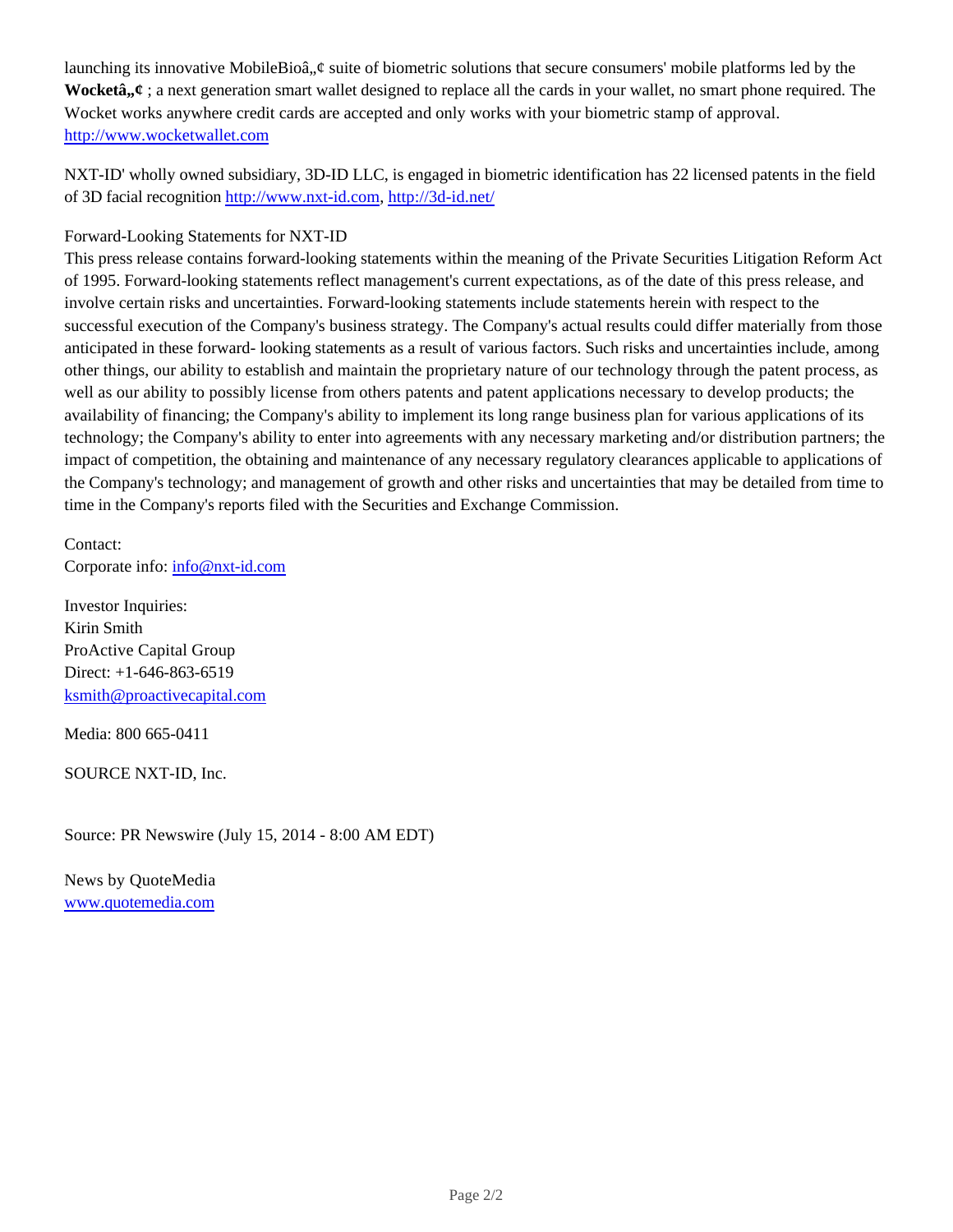launching its innovative MobileBioâ„¢ suite of biometric solutions that secure consumers' mobile platforms led by the **Wocketâ„¢** ; a next generation smart wallet designed to replace all the cards in your wallet, no smart phone required. The Wocket works anywhere credit cards are accepted and only works with your biometric stamp of approval. http://www.wocketwallet.com

NXT-ID' wholly owned subsidiary, 3D-ID LLC, is engaged in biometric identification has 22 licensed patents in the field of 3D facial recognition http://www.nxt-id.com, http://3d-id.net/

Forward-Looking Statements for NXT-ID

This press release contains forward-looking statements within the meaning of the Private Securities Litigation Reform Act of 1995. Forward-looking statements reflect management's current expectations, as of the date of this press release, and involve certain risks and uncertainties. Forward-looking statements include statements herein with respect to the successful execution of the Company's business strategy. The Company's actual results could differ materially from those anticipated in these forward- looking statements as a result of various factors. Such risks and uncertainties include, among other things, our ability to establish and maintain the proprietary nature of our technology through the patent process, as well as our ability to possibly license from others patents and patent applications necessary to develop products; the availability of financing; the Company's ability to implement its long range business plan for various applications of its technology; the Company's ability to enter into agreements with any necessary marketing and/or distribution partners; the impact of competition, the obtaining and maintenance of any necessary regulatory clearances applicable to applications of the Company's technology; and management of growth and other risks and uncertainties that may be detailed from time to time in the Company's reports filed with the Securities and Exchange Commission.

Contact:
Corporate info: info@nxt-id.com

Investor Inquiries:
Kirin Smith
ProActive Capital Group
Direct: +1-646-863-6519
ksmith@proactivecapital.com

Media: 800 665-0411

SOURCE NXT-ID, Inc.

Source: PR Newswire (July 15, 2014 - 8:00 AM EDT)

News by QuoteMedia
www.quotemedia.com